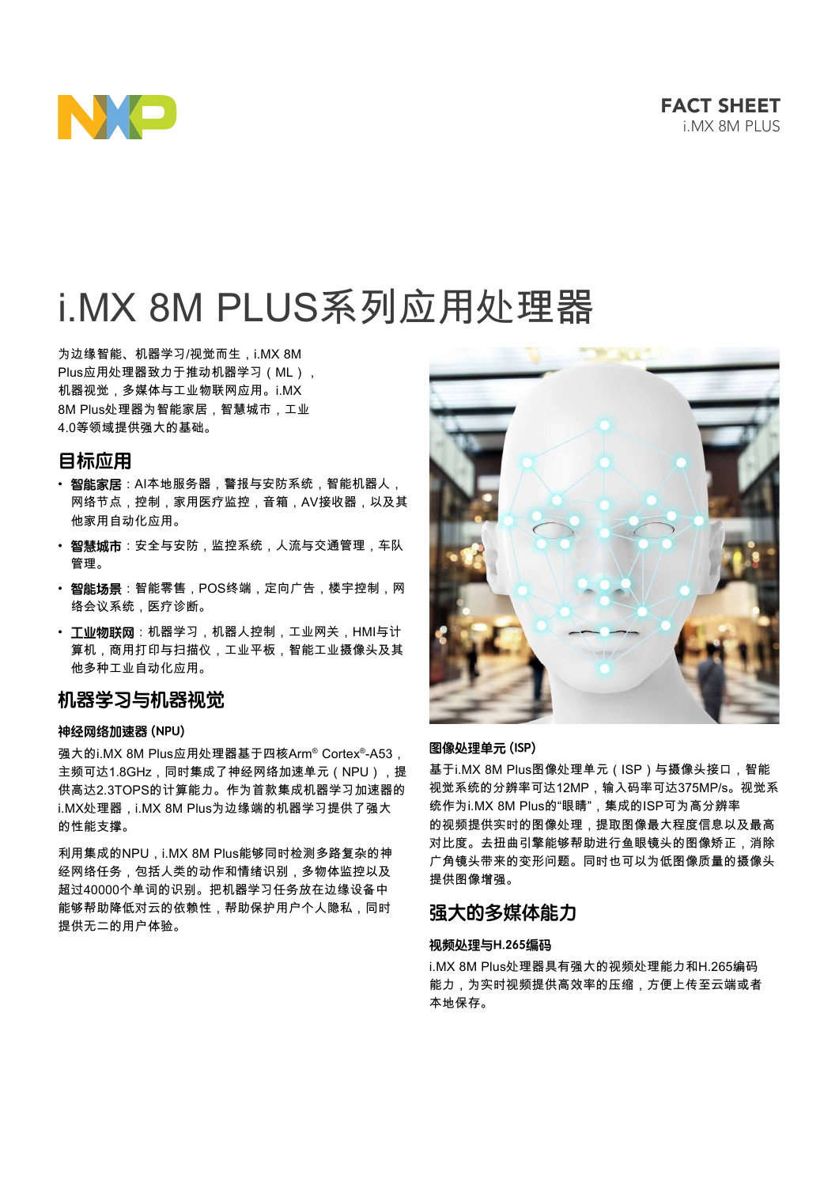FACT SHEET
i.MX 8M PLUS

# i.MX 8M PLUS系列应用处理器

为边缘智能、机器学习/视觉而生，i.MX 8M Plus应用处理器致力于推动机器学习（ML），机器视觉，多媒体与工业物联网应用。i.MX 8M Plus处理器为智能家居，智慧城市，工业4.0等领域提供强大的基础。

## 目标应用

- **智能家居**：AI本地服务器，警报与安防系统，智能机器人，网络节点，控制，家用医疗监控，音箱，AV接收器，以及其他家用自动化应用。
- **智慧城市**：安全与安防，监控系统，人流与交通管理，车队管理。
- **智能场景**：智能零售，POS终端，定向广告，楼宇控制，网络会议系统，医疗诊断。
- **工业物联网**：机器学习，机器人控制，工业网关，HMI与计算机，商用打印与扫描仪，工业平板，智能工业摄像头及其他多种工业自动化应用。

## 机器学习与机器视觉

### 神经网络加速器 (NPU)

强大的i.MX 8M Plus应用处理器基于四核Arm® Cortex®-A53，主频可达1.8GHz，同时集成了神经网络加速单元（NPU），提供高达2.3TOPS的计算能力。作为首款集成机器学习加速器的i.MX处理器，i.MX 8M Plus为边缘端的机器学习提供了强大的性能支撑。

利用集成的NPU，i.MX 8M Plus能够同时检测多路复杂的神经网络任务，包括人类的动作和情绪识别，多物体监控以及超过40000个单词的识别。把机器学习任务放在边缘设备中能够帮助降低对云的依赖性，帮助保护用户个人隐私，同时提供无二的用户体验。

### 图像处理单元 (ISP)

基于i.MX 8M Plus图像处理单元（ISP）与摄像头接口，智能视觉系统的分辨率可达12MP，输入码率可达375MP/s。视觉系统作为i.MX 8M Plus的"眼睛"，集成的ISP可为高分辨率的视频提供实时的图像处理，提取图像最大程度信息以及最高对比度。去扭曲引擎能够帮助进行鱼眼镜头的图像矫正，消除广角镜头带来的变形问题。同时也可以为低图像质量的摄像头提供图像增强。

## 强大的多媒体能力

### 视频处理与H.265编码

i.MX 8M Plus处理器具有强大的视频处理能力和H.265编码能力，为实时视频提供高效率的压缩，方便上传至云端或者本地保存。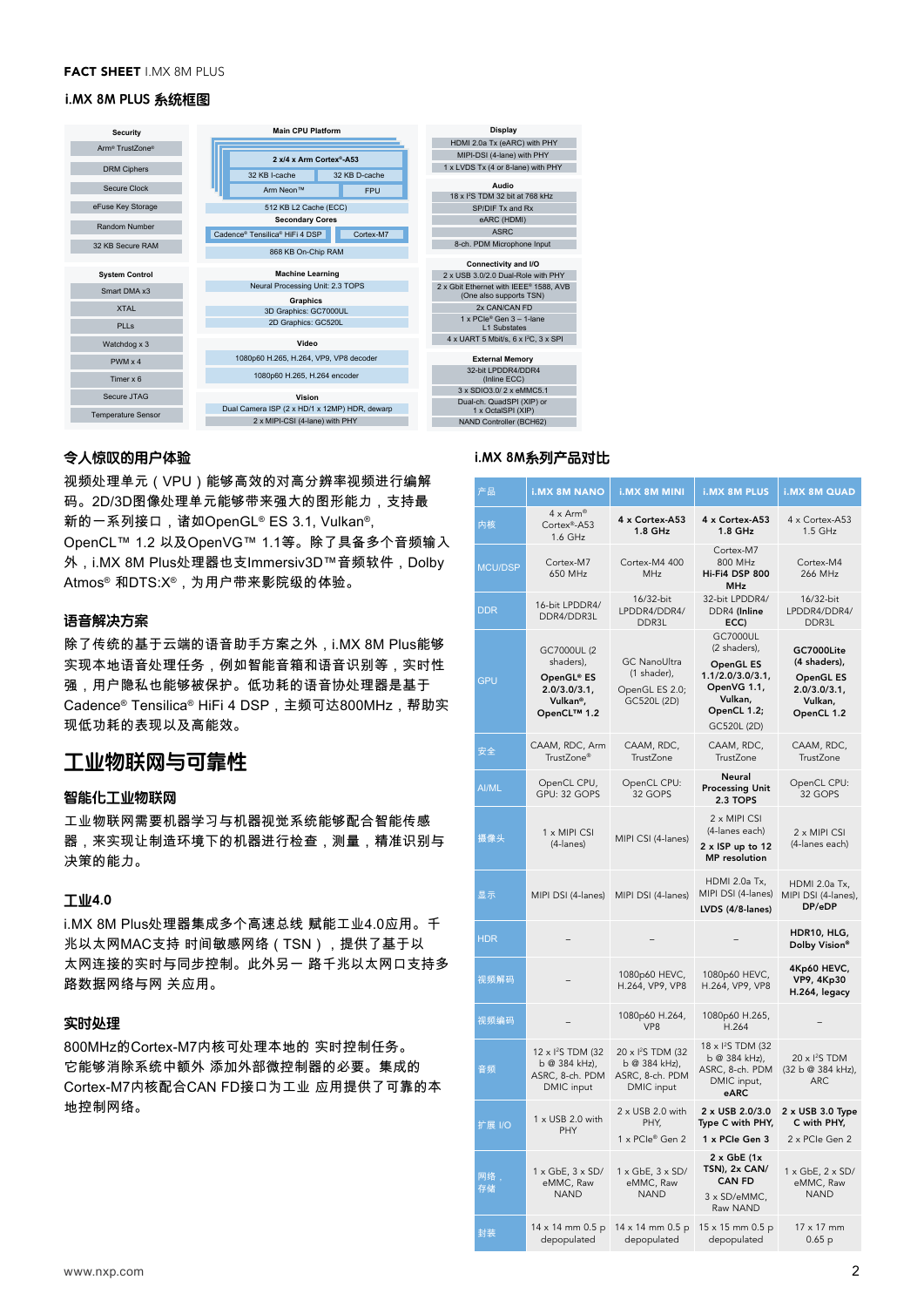**FACT SHEET** I.MX 8M PLUS

## i.MX 8M PLUS 系统框图

**Security**
- Arm® TrustZone®
- DRM Ciphers
- Secure Clock
- eFuse Key Storage
- Random Number
- 32 KB Secure RAM

**Main CPU Platform**
- 2 x/4 x Arm Cortex®-A53
- 32 KB I-cache | 32 KB D-cache
- Arm Neon™ | FPU
- 512 KB L2 Cache (ECC)
- Secondary Cores
- Cadence® Tensilica® HiFi 4 DSP | Cortex-M7
- 868 KB On-Chip RAM

**Display**
- HDMI 2.0a Tx (eARC) with PHY
- MIPI-DSI (4-lane) with PHY
- 1 x LVDS Tx (4 or 8-lane) with PHY

**Audio**
- 18 x I²S TDM 32 bit at 768 kHz
- SP/DIF Tx and Rx
- eARC (HDMI)
- ASRC
- 8-ch. PDM Microphone Input

**System Control**
- Smart DMA x3
- XTAL
- PLLs
- Watchdog x 3
- PWM x 4
- Timer x 6
- Secure JTAG
- Temperature Sensor

**Machine Learning**
- Neural Processing Unit: 2.3 TOPS

**Graphics**
- 3D Graphics: GC7000UL
- 2D Graphics: GC520L

**Video**
- 1080p60 H.265, H.264, VP9, VP8 decoder
- 1080p60 H.265, H.264 encoder

**Vision**
- Dual Camera ISP (2 x HD/1 x 12MP) HDR, dewarp
- 2 x MIPI-CSI (4-lane) with PHY

**Connectivity and I/O**
- 2 x USB 3.0/2.0 Dual-Role with PHY
- 2 x Gbit Ethernet with IEEE® 1588, AVB (One also supports TSN)
- 2x CAN/CAN FD
- 1 x PCIe® Gen 3 – 1-lane L1 Substates
- 4 x UART 5 Mbit/s, 6 x I²C, 3 x SPI

**External Memory**
- 32-bit LPDDR4/DDR4 (Inline ECC)
- 3 x SDIO3.0/ 2 x eMMC5.1
- Dual-ch. QuadSPI (XIP) or 1 x OctalSPI (XIP)
- NAND Controller (BCH62)

### 令人惊叹的用户体验

视频处理单元（VPU）能够高效的对高分辨率视频进行编解码。2D/3D图像处理单元能够带来强大的图形能力，支持最新的一系列接口，诸如OpenGL® ES 3.1, Vulkan®, OpenCL™ 1.2 以及OpenVG™ 1.1等。除了具备多个音频输入外，i.MX 8M Plus处理器也支持Immersiv3D™音频软件，Dolby Atmos® 和DTS:X®，为用户带来影院级的体验。

### 语音解决方案

除了传统的基于云端的语音助手方案之外，i.MX 8M Plus能够实现本地语音处理任务，例如智能音箱和语音识别等，实时性强，用户隐私也能够被保护。低功耗的语音协处理器是基于Cadence® Tensilica® HiFi 4 DSP，主频可达800MHz，帮助实现低功耗的表现以及高能效。

## 工业物联网与可靠性

### 智能化工业物联网

工业物联网需要机器学习与机器视觉系统能够配合智能传感器，来实现对制造环境下的机器进行检查，测量，精准识别与决策的能力。

### 工业4.0

i.MX 8M Plus处理器集成多个高速总线 赋能工业4.0应用。千兆以太网MAC支持 时间敏感网络（TSN），提供了基于以太网连接的实时与同步控制。此外另一 路千兆以太网口支持多路数据网络与网 关应用。

### 实时处理

800MHz的Cortex-M7内核可处理本地的 实时控制任务。它能够消除系统中额外 添加外部微控制器的必要。集成的Cortex-M7内核配合CAN FD接口为工业 应用提供了可靠的本地控制网络。

### i.MX 8M系列产品对比

| 产品 | i.MX 8M NANO | i.MX 8M MINI | i.MX 8M PLUS | i.MX 8M QUAD |
|---|---|---|---|---|
| 内核 | 4 x Arm® Cortex®-A53 1.6 GHz | **4 x Cortex-A53 1.8 GHz** | **4 x Cortex-A53 1.8 GHz** | 4 x Cortex-A53 1.5 GHz |
| MCU/DSP | Cortex-M7 650 MHz | Cortex-M4 400 MHz | Cortex-M7 800 MHz **Hi-Fi4 DSP 800 MHz** | Cortex-M4 266 MHz |
| DDR | 16-bit LPDDR4/ DDR4/DDR3L | 16/32-bit LPDDR4/DDR4/ DDR3L | 32-bit LPDDR4/ DDR4 **(Inline ECC)** | 16/32-bit LPDDR4/DDR4/ DDR3L |
| GPU | GC7000UL (2 shaders), **OpenGL® ES 2.0/3.0/3.1, Vulkan®, OpenCL™ 1.2** | GC NanoUltra (1 shader), OpenGL ES 2.0; GC520L (2D) | GC7000UL (2 shaders), **OpenGL ES 1.1/2.0/3.0/3.1, OpenVG 1.1, Vulkan, OpenCL 1.2;** GC520L (2D) | **GC7000Lite (4 shaders), OpenGL ES 2.0/3.0/3.1, Vulkan, OpenCL 1.2** |
| 安全 | CAAM, RDC, Arm TrustZone® | CAAM, RDC, TrustZone | CAAM, RDC, TrustZone | CAAM, RDC, TrustZone |
| AI/ML | OpenCL CPU, GPU: 32 GOPS | OpenCL CPU: 32 GOPS | **Neural Processing Unit 2.3 TOPS** | OpenCL CPU: 32 GOPS |
| 摄像头 | 1 x MIPI CSI (4-lanes) | MIPI CSI (4-lanes) | 2 x MIPI CSI (4-lanes each) **2 x ISP up to 12 MP resolution** | 2 x MIPI CSI (4-lanes each) |
| 显示 | MIPI DSI (4-lanes) | MIPI DSI (4-lanes) | HDMI 2.0a Tx, MIPI DSI (4-lanes) **LVDS (4/8-lanes)** | HDMI 2.0a Tx, MIPI DSI (4-lanes), **DP/eDP** |
| HDR | – | – | – | **HDR10, HLG, Dolby Vision®** |
| 视频解码 | – | 1080p60 HEVC, H.264, VP9, VP8 | 1080p60 HEVC, H.264, VP9, VP8 | **4Kp60 HEVC, VP9, 4Kp30 H.264, legacy** |
| 视频编码 | – | 1080p60 H.264, VP8 | 1080p60 H.265, H.264 | – |
| 音频 | 12 x I²S TDM (32 b @ 384 kHz), ASRC, 8-ch. PDM DMIC input | 20 x I²S TDM (32 b @ 384 kHz), ASRC, 8-ch. PDM DMIC input | 18 x I²S TDM (32 b @ 384 kHz), ASRC, 8-ch. PDM DMIC input, **eARC** | 20 x I²S TDM (32 b @ 384 kHz), ARC |
| 扩展 I/O | 1 x USB 2.0 with PHY | 2 x USB 2.0 with PHY, 1 x PCIe® Gen 2 | **2 x USB 2.0/3.0 Type C with PHY, 1 x PCIe Gen 3** | **2 x USB 3.0 Type C with PHY,** 2 x PCIe Gen 2 |
| 网络，存储 | 1 x GbE, 3 x SD/ eMMC, Raw NAND | 1 x GbE, 3 x SD/ eMMC, Raw NAND | **2 x GbE (1x TSN), 2x CAN/ CAN FD** 3 x SD/eMMC, Raw NAND | 1 x GbE, 2 x SD/ eMMC, Raw NAND |
| 封装 | 14 x 14 mm 0.5 p depopulated | 14 x 14 mm 0.5 p depopulated | 15 x 15 mm 0.5 p depopulated | 17 x 17 mm 0.65 p |

www.nxp.com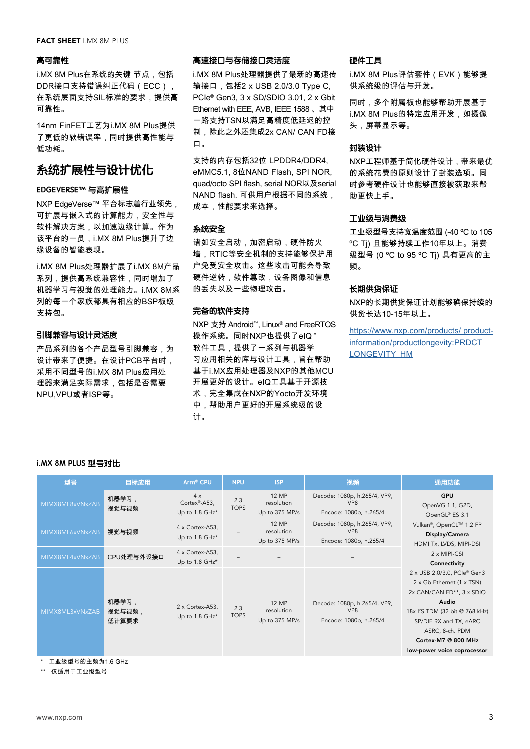### 高可靠性

i.MX 8M Plus在系统的关键 节点，包括DDR接口支持错误纠正代码（ECC），在系统层面支持SIL标准的要求，提供高可靠性。

14nm FinFET工艺为i.MX 8M Plus提供了更低的软错误率，同时提供高性能与低功耗。

## 系统扩展性与设计优化

### EDGEVERSE™ 与高扩展性

NXP EdgeVerse™ 平台标志着行业领先，可扩展与嵌入式的计算能力，安全性与软件解决方案，以加速边缘计算。作为该平台的一员，i.MX 8M Plus提升了边缘设备的智能表现。

i.MX 8M Plus处理器扩展了i.MX 8M产品系列，提供高系统兼容性，同时增加了机器学习与视觉的处理能力。i.MX 8M系列的每一个家族都具有相应的BSP板级支持包。

### 引脚兼容与设计灵活度

产品系列的各个产品型号引脚兼容，为设计带来了便捷。在设计PCB平台时，采用不同型号的i.MX 8M Plus应用处理器来满足实际需求，包括是否需要NPU,VPU或者ISP等。

### 高速接口与存储接口灵活度

i.MX 8M Plus处理器提供了最新的高速传输接口，包括2 x USB 2.0/3.0 Type C, PCIe® Gen3, 3 x SD/SDIO 3.01, 2 x Gbit Ethernet with EEE, AVB, IEEE 1588，其中一路支持TSN以满足高精度低延迟的控制，除此之外还集成2x CAN/ CAN FD接口。

支持的内存包括32位 LPDDR4/DDR4, eMMC5.1, 8位NAND Flash, SPI NOR, quad/octo SPI flash, serial NOR以及serial NAND flash. 可供用户根据不同的系统，成本，性能要求来选择。

### 系统安全

诸如安全启动，加密启动，硬件防火墙，RTIC等安全机制的支持能够保护用户免受安全攻击。这些攻击可能会导致硬件逆转，软件篡改，设备图像和信息的丢失以及一些物理攻击。

### 完备的软件支持

NXP 支持 Android™, Linux® and FreeRTOS操作系统。同时NXP也提供了eIQ™软件工具，提供了一系列与机器学习应用相关的库与设计工具，旨在帮助基于i.MX应用处理器及NXP的其他MCU开展更好的设计。eIQ工具基于开源技术，完全集成在NXP的Yocto开发环境中，帮助用户更好的开展系统级的设计。

### 硬件工具

i.MX 8M Plus评估套件（EVK）能够提供系统级的评估与开发。

同时，多个附属板也能够帮助开展基于i.MX 8M Plus的特定应用开发，如摄像头，屏幕显示等。

### 封装设计

NXP工程师基于简化硬件设计，带来最优的系统花费的原则设计了封装选项。同时参考硬件设计也能够直接被获取来帮助更快上手。

### 工业级与消费级

工业级型号支持宽温度范围 (-40 ºC to 105 ºC Tj) 且能够持续工作10年以上。消费级型号 (0 ºC to 95 ºC Tj) 具有更高的主频。

### 长期供货保证

NXP的长期供货保证计划能够确保持续的供货长达10-15年以上。

https://www.nxp.com/products/ product-information/productlongevity:PRDCT_LONGEVITY_HM

### i.MX 8M PLUS 型号对比

| 型号 | 目标应用 | Arm® CPU | NPU | ISP | 视频 | 通用功能 |
|---|---|---|---|---|---|---|
| MIMX8ML8xVNxZAB | 机器学习，视觉与视频 | 4 x Cortex®-A53, Up to 1.8 GHz* | 2.3 TOPS | 12 MP resolution Up to 375 MP/s | Decode: 1080p, h.265/4, VP9, VP8 Encode: 1080p, h.265/4 | **GPU** OpenVG 1.1, G2D, OpenGL® ES 3.1 Vulkan®, OpenCL™ 1.2 FP **Display/Camera** HDMI Tx, LVDS, MIPI-DSI 2 x MIPI-CSI **Connectivity** 2 x USB 2.0/3.0, PCIe® Gen3 2 x Gb Ethernet (1 x TSN) 2x CAN/CAN FD**, 3 x SDIO **Audio** 18x I²S TDM (32 bit @ 768 kHz) SP/DIF RX and TX, eARC ASRC, 8-ch. PDM **Cortex-M7 @ 800 MHz** **low-power voice coprocessor** |
| MIMX8ML6xVNxZAB | 视觉与视频 | 4 x Cortex-A53, Up to 1.8 GHz* | – | 12 MP resolution Up to 375 MP/s | Decode: 1080p, h.265/4, VP9, VP8 Encode: 1080p, h.265/4 | |
| MIMX8ML4xVNxZAB | CPU处理与外设接口 | 4 x Cortex-A53, Up to 1.8 GHz* | – | – | – | |
| MIMX8ML3xVNxZAB | 机器学习，视觉与视频，低计算要求 | 2 x Cortex-A53, Up to 1.8 GHz* | 2.3 TOPS | 12 MP resolution Up to 375 MP/s | Decode: 1080p, h.265/4, VP9, VP8 Encode: 1080p, h.265/4 | |

\* 工业级型号的主频为1.6 GHz

\** 仅适用于工业级型号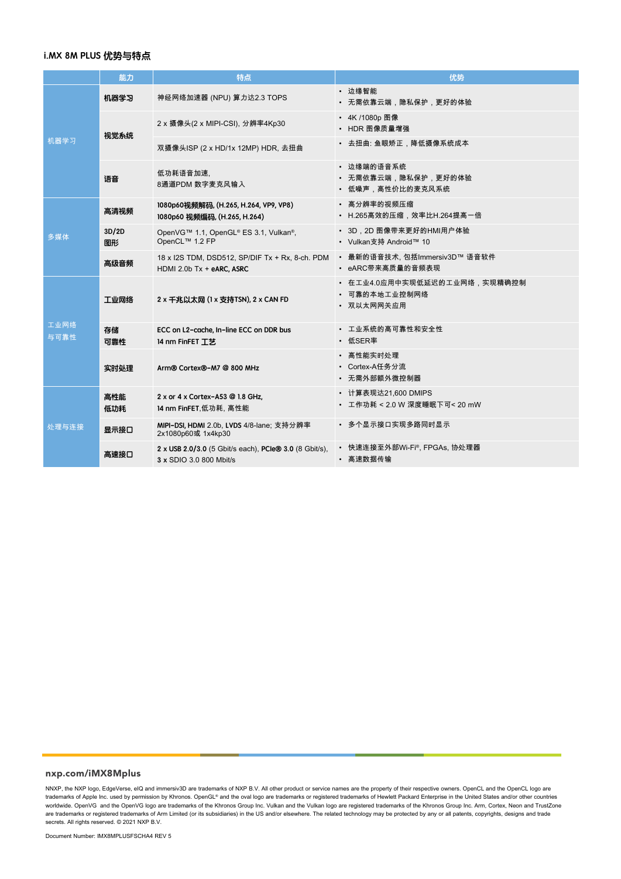### i.MX 8M PLUS 优势与特点

| | 能力 | 特点 | 优势 |
|---|---|---|---|
| 机器学习 | **机器学习** | 神经网络加速器 (NPU) 算力达2.3 TOPS | • 边缘智能<br>• 无需依赖云端，隐私保护，更好的体验 |
| | **视觉系统** | 2 x 摄像头(2 x MIPI-CSI), 分辨率4Kp30 | • 4K /1080p 图像<br>• HDR 图像质量增强 |
| | | 双摄像头ISP (2 x HD/1x 12MP) HDR, 去扭曲 | • 去扭曲: 鱼眼矫正，降低摄像系统成本 |
| | **语音** | 低功耗语音加速,<br>8通道PDM 数字麦克风输入 | • 边缘端的语音系统<br>• 无需依赖云端，隐私保护，更好的体验<br>• 低噪声，高性价比的麦克风系统 |
| 多媒体 | **高清视频** | **1080p60视频解码, (H.265, H.264, VP9, VP8)**<br>**1080p60 视频编码, (H.265, H.264)** | • 高分辨率的视频压缩<br>• H.265高效的压缩，效率比H.264提高一倍 |
| | **3D/2D 图形** | OpenVG™ 1.1, OpenGL® ES 3.1, Vulkan®, OpenCL™ 1.2 FP | • 3D，2D 图像带来更好的HMI用户体验<br>• Vulkan支持 Android™ 10 |
| | **高级音频** | 18 x I2S TDM, DSD512, SP/DIF Tx + Rx, 8-ch. PDM<br>HDMI 2.0b Tx + **eARC, ASRC** | • 最新的语音技术, 包括Immersiv3D™ 语音软件<br>• eARC带来高质量的音频表现 |
| 工业网络与可靠性 | **工业网络** | **2 x 千兆以太网 (1 x 支持TSN), 2 x CAN FD** | • 在工业4.0应用中实现低延迟的工业网络，实现精确控制<br>• 可靠的本地工业控制网络<br>• 双以太网网关应用 |
| | **存储可靠性** | **ECC on L2-cache, In-line ECC on DDR bus**<br>**14 nm FinFET 工艺** | • 工业系统的高可靠性和安全性<br>• 低SER率 |
| | **实时处理** | **Arm® Cortex®-M7 @ 800 MHz** | • 高性能实时处理<br>• Cortex-A任务分流<br>• 无需外部额外微控制器 |
| 处理与连接 | **高性能低功耗** | **2 x or 4 x Cortex-A53 @ 1.8 GHz,**<br>**14 nm FinFET**,低功耗, 高性能 | • 计算表现达21,600 DMIPS<br>• 工作功耗 < 2.0 W 深度睡眠下可< 20 mW |
| | **显示接口** | **MIPI-DSI, HDMI** 2.0b, **LVDS** 4/8-lane; 支持分辨率 2x1080p60或 1x4kp30 | • 多个显示接口实现多路同时显示 |
| | **高速接口** | **2 x USB 2.0/3.0** (5 Gbit/s each), **PCIe® 3.0** (8 Gbit/s),<br>3 x SDIO 3.0 800 Mbit/s | • 快速连接至外部Wi-Fi®, FPGAs, 协处理器<br>• 高速数据传输 |

**nxp.com/iMX8Mplus**

NNXP, the NXP logo, EdgeVerse, eIQ and immersiv3D are trademarks of NXP B.V. All other product or service names are the property of their respective owners. OpenCL and the OpenCL logo are trademarks of Apple Inc. used by permission by Khronos. OpenGL® and the oval logo are trademarks or registered trademarks of Hewlett Packard Enterprise in the United States and/or other countries worldwide. OpenVG and the OpenVG logo are trademarks of the Khronos Group Inc. Vulkan and the Vulkan logo are registered trademarks of the Khronos Group Inc. Arm, Cortex, Neon and TrustZone are trademarks or registered trademarks of Arm Limited (or its subsidiaries) in the US and/or elsewhere. The related technology may be protected by any or all patents, copyrights, designs and trade secrets. All rights reserved. © 2021 NXP B.V.

Document Number: IMX8MPLUSFSCHA4 REV 5